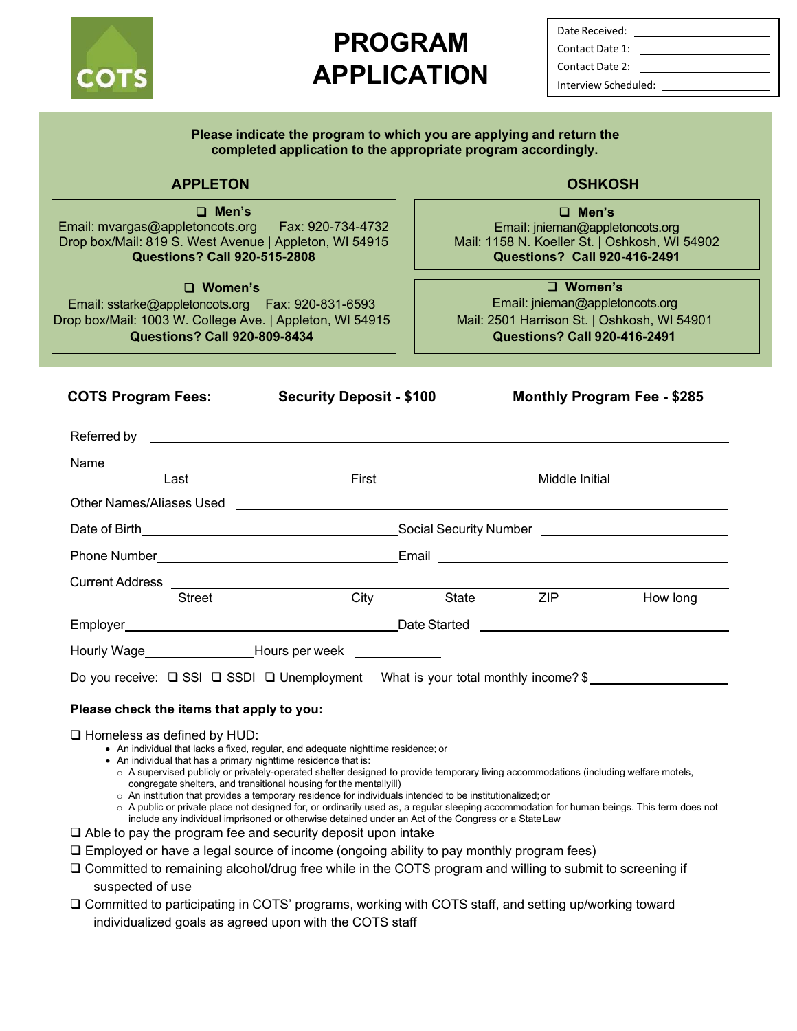COTS

# PROGRAM APPLICATION

| | |
|---|---|
| Date Received: | |
| Contact Date 1: | |
| Contact Date 2: | |
| Interview Scheduled: | |

**Please indicate the program to which you are applying and return the completed application to the appropriate program accordingly.**

## APPLETON

❑ **Men's**
Email: mvargas@appletoncots.org Fax: 920-734-4732
Drop box/Mail: 819 S. West Avenue | Appleton, WI 54915
**Questions? Call 920-515-2808**

❑ **Women's**
Email: sstarke@appletoncots.org Fax: 920-831-6593
Drop box/Mail: 1003 W. College Ave. | Appleton, WI 54915
**Questions? Call 920-809-8434**

## OSHKOSH

❑ **Men's**
Email: jnieman@appletoncots.org
Mail: 1158 N. Koeller St. | Oshkosh, WI 54902
**Questions? Call 920-416-2491**

❑ **Women's**
Email: jnieman@appletoncots.org
Mail: 2501 Harrison St. | Oshkosh, WI 54901
**Questions? Call 920-416-2491**

**COTS Program Fees:** **Security Deposit - $100** **Monthly Program Fee - $285**

Referred by ______________________________

Name ______________________________
Last First Middle Initial

Other Names/Aliases Used ______________________________

Date of Birth ______________ Social Security Number ______________

Phone Number ______________ Email ______________

Current Address ______________________________
Street City State ZIP How long

Employer ______________ Date Started ______________

Hourly Wage ______________ Hours per week ______________

Do you receive: ❑ SSI ❑ SSDI ❑ Unemployment What is your total monthly income? $ ______________

**Please check the items that apply to you:**

❑ Homeless as defined by HUD:
- An individual that lacks a fixed, regular, and adequate nighttime residence; or
- An individual that has a primary nighttime residence that is:
  - A supervised publicly or privately-operated shelter designed to provide temporary living accommodations (including welfare motels, congregate shelters, and transitional housing for the mentallyill)
  - An institution that provides a temporary residence for individuals intended to be institutionalized; or
  - A public or private place not designed for, or ordinarily used as, a regular sleeping accommodation for human beings. This term does not include any individual imprisoned or otherwise detained under an Act of the Congress or a State Law

❑ Able to pay the program fee and security deposit upon intake

❑ Employed or have a legal source of income (ongoing ability to pay monthly program fees)

❑ Committed to remaining alcohol/drug free while in the COTS program and willing to submit to screening if suspected of use

❑ Committed to participating in COTS' programs, working with COTS staff, and setting up/working toward individualized goals as agreed upon with the COTS staff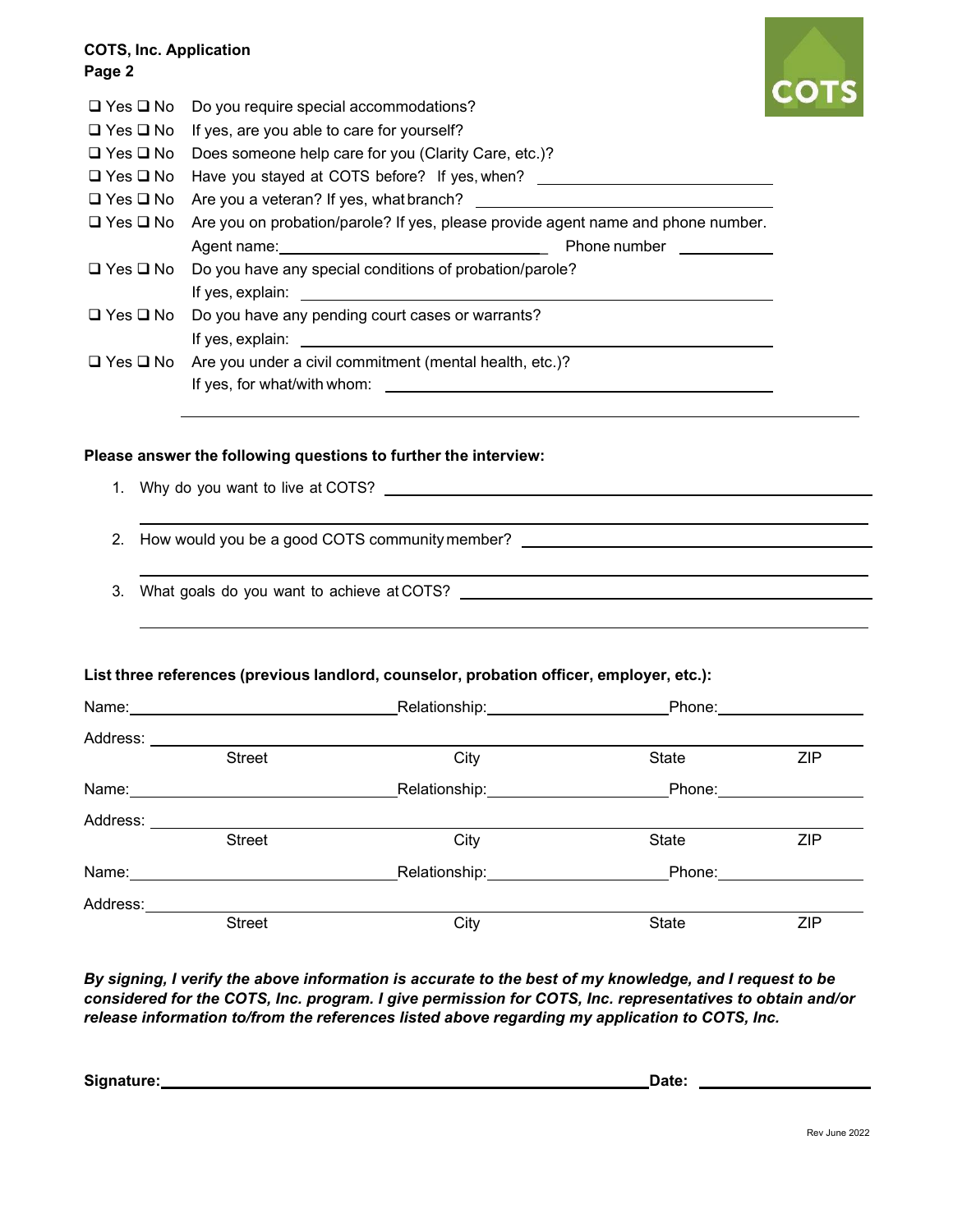**COTS, Inc. Application**
**Page 2**

- ❑ Yes ❑ No  Do you require special accommodations?
- ❑ Yes ❑ No  If yes, are you able to care for yourself?
- ❑ Yes ❑ No  Does someone help care for you (Clarity Care, etc.)?
- ❑ Yes ❑ No  Have you stayed at COTS before? If yes, when? ______________________________
- ❑ Yes ❑ No  Are you a veteran? If yes, what branch? ______________________________
- ❑ Yes ❑ No  Are you on probation/parole? If yes, please provide agent name and phone number.
  Agent name: ______________________________ Phone number ____________
- ❑ Yes ❑ No  Do you have any special conditions of probation/parole?
  If yes, explain: ______________________________
- ❑ Yes ❑ No  Do you have any pending court cases or warrants?
  If yes, explain: ______________________________
- ❑ Yes ❑ No  Are you under a civil commitment (mental health, etc.)?
  If yes, for what/with whom: ______________________________

**Please answer the following questions to further the interview:**

1. Why do you want to live at COTS? ______________________________
2. How would you be a good COTS community member? ______________________________
3. What goals do you want to achieve at COTS? ______________________________

**List three references (previous landlord, counselor, probation officer, employer, etc.):**

Name: ______________ Relationship: ______________ Phone: ______________

Address: ______________
Street City State ZIP

Name: ______________ Relationship: ______________ Phone: ______________

Address: ______________
Street City State ZIP

Name: ______________ Relationship: ______________ Phone: ______________

Address: ______________
Street City State ZIP

***By signing, I verify the above information is accurate to the best of my knowledge, and I request to be considered for the COTS, Inc. program. I give permission for COTS, Inc. representatives to obtain and/or release information to/from the references listed above regarding my application to COTS, Inc.***

**Signature:** ______________________________ **Date:** ______________

Rev June 2022